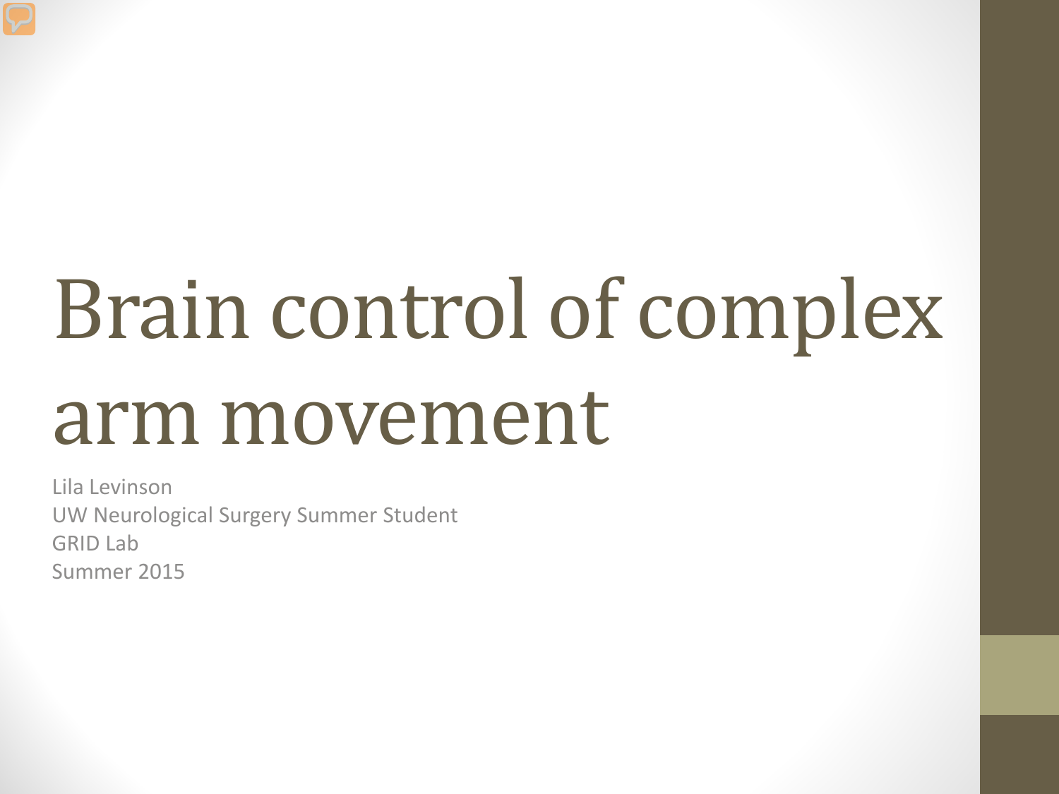# Brain control of complex arm movement

Lila Levinson
UW Neurological Surgery Summer Student
GRID Lab
Summer 2015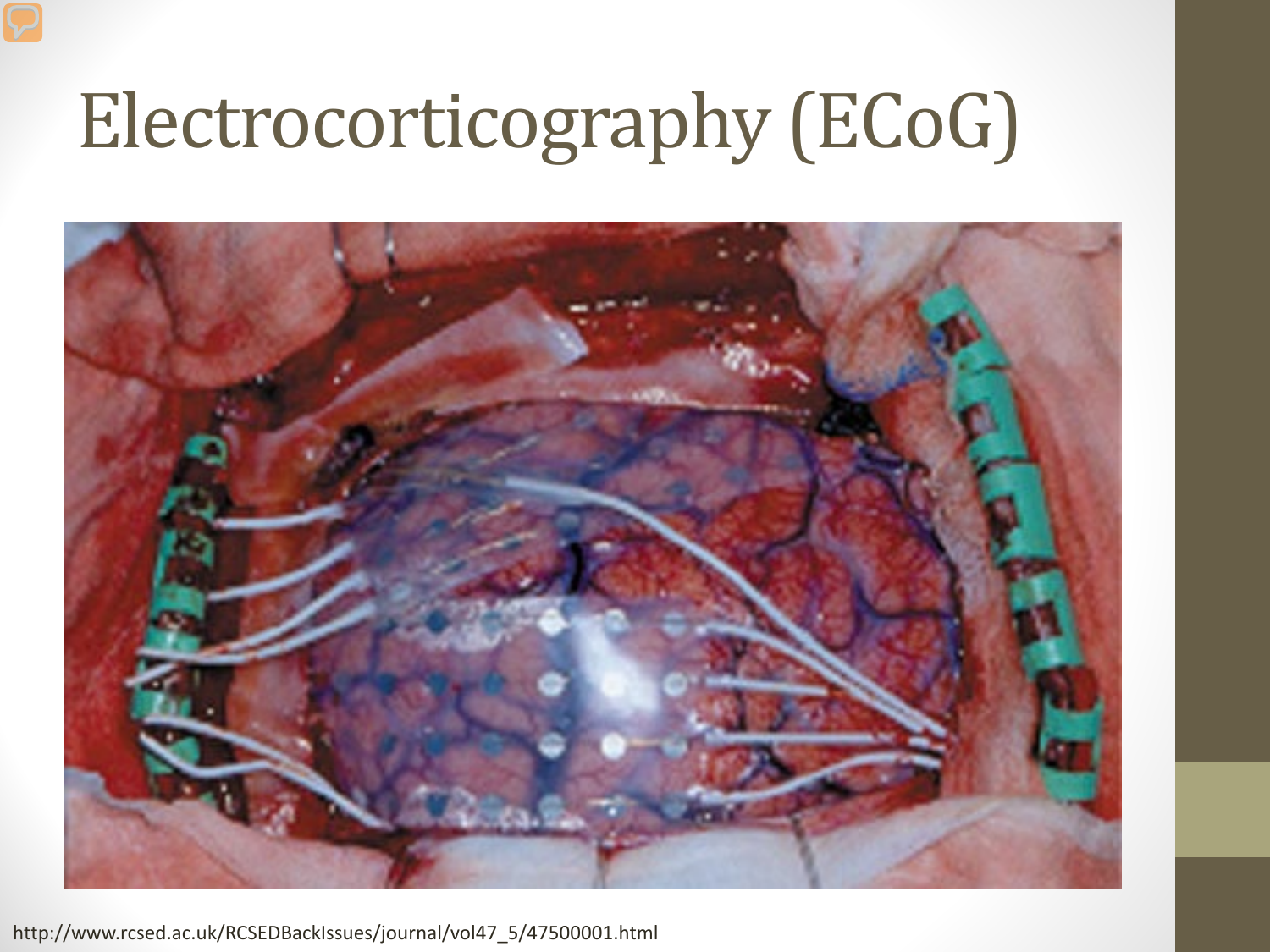# Electrocorticography (ECoG)

http://www.rcsed.ac.uk/RCSEDBackIssues/journal/vol47_5/47500001.html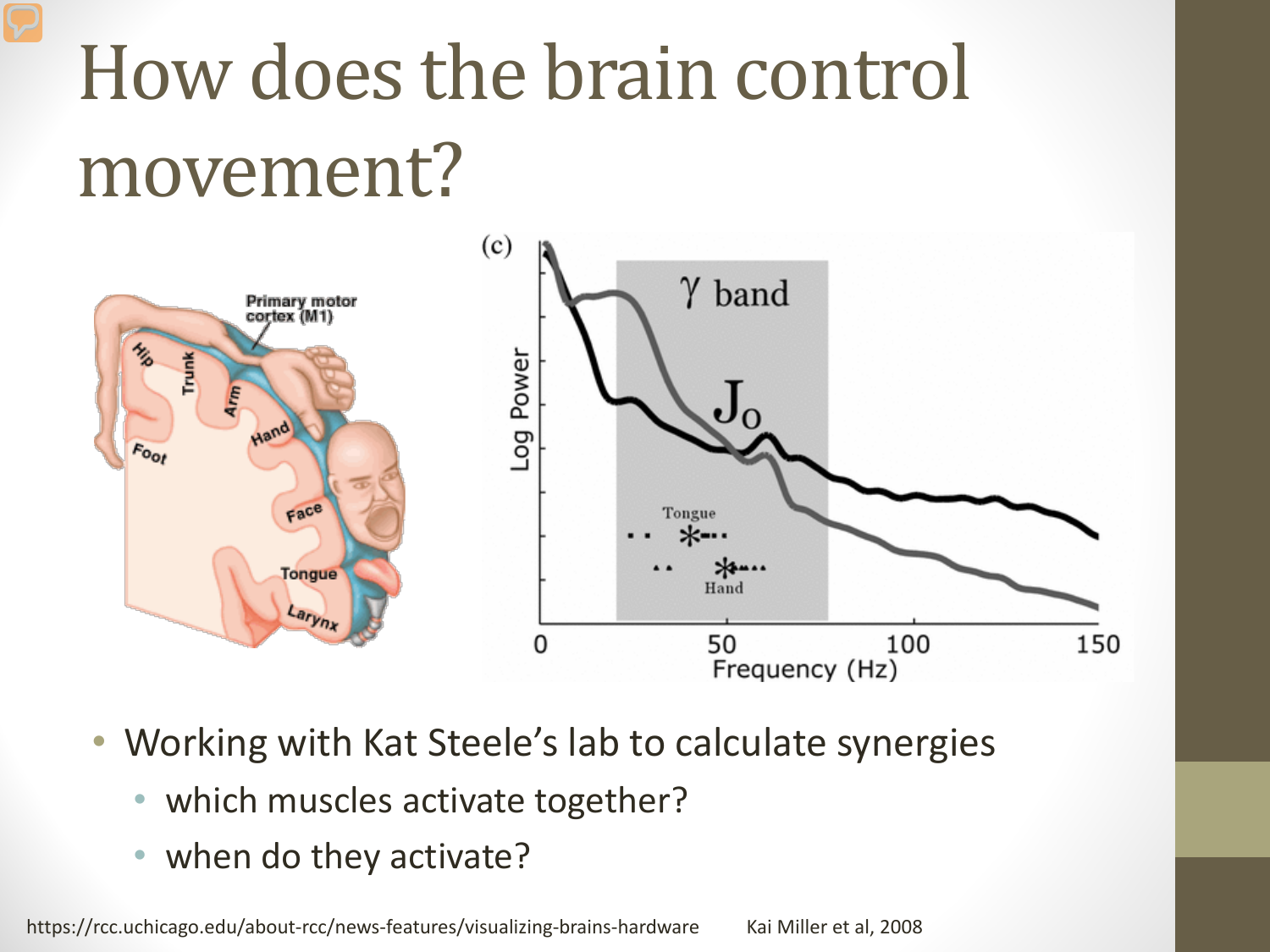# How does the brain control movement?

- Working with Kat Steele's lab to calculate synergies
  - which muscles activate together?
  - when do they activate?

https://rcc.uchicago.edu/about-rcc/news-features/visualizing-brains-hardware

Kai Miller et al, 2008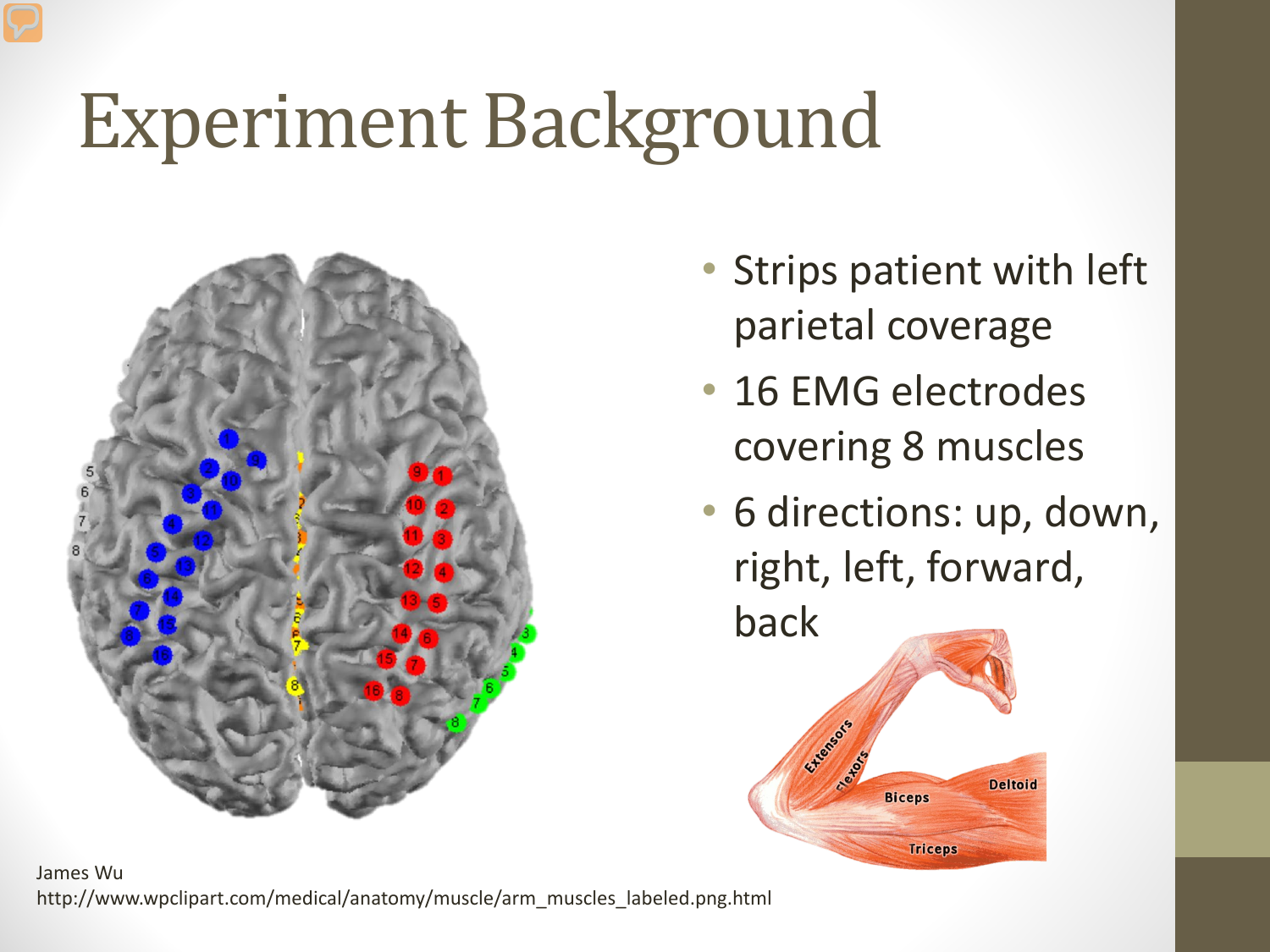# Experiment Background

- Strips patient with left parietal coverage
- 16 EMG electrodes covering 8 muscles
- 6 directions: up, down, right, left, forward, back

James Wu
http://www.wpclipart.com/medical/anatomy/muscle/arm_muscles_labeled.png.html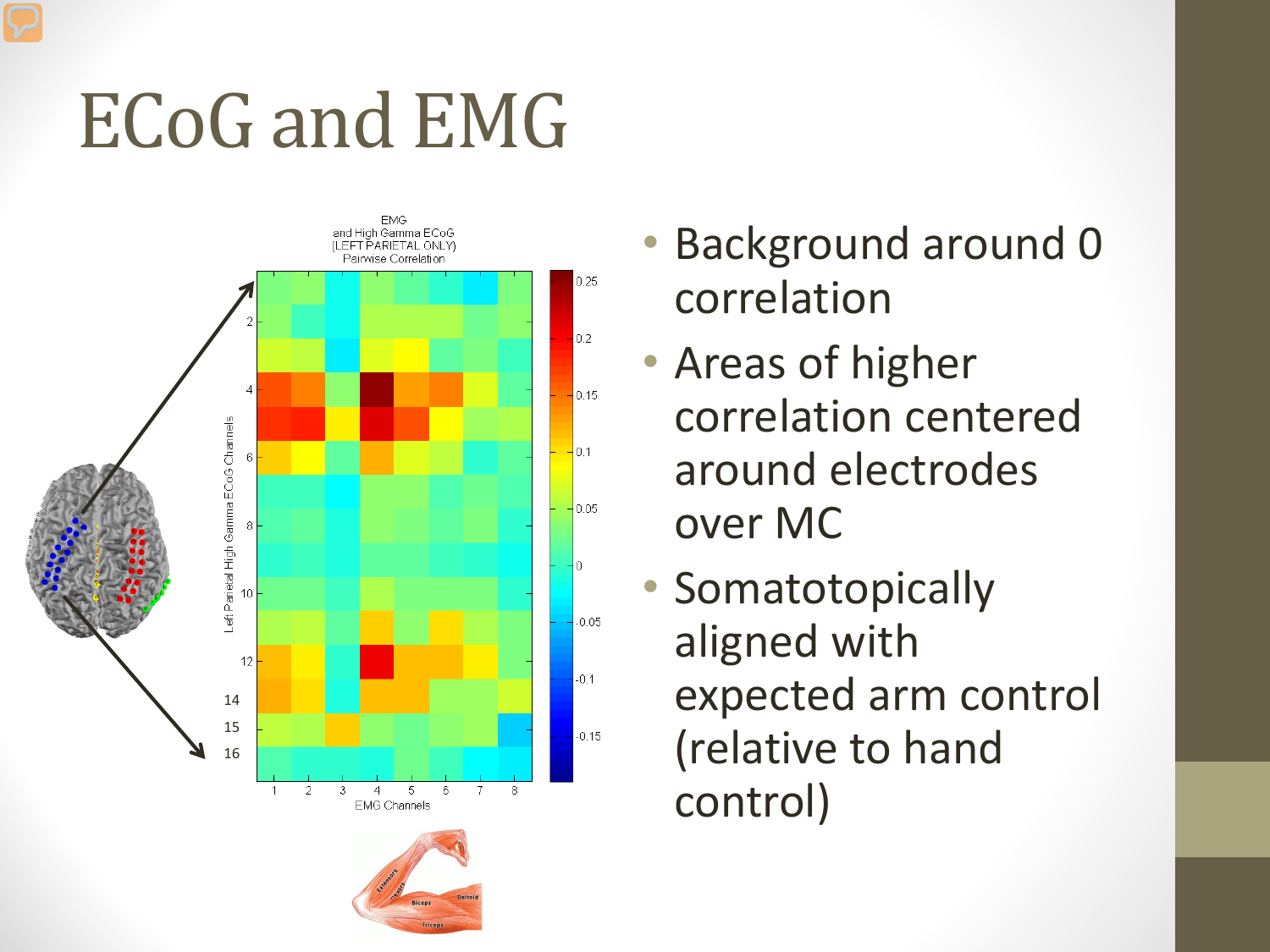# ECoG and EMG

- Background around 0 correlation
- Areas of higher correlation centered around electrodes over MC
- Somatotopically aligned with expected arm control (relative to hand control)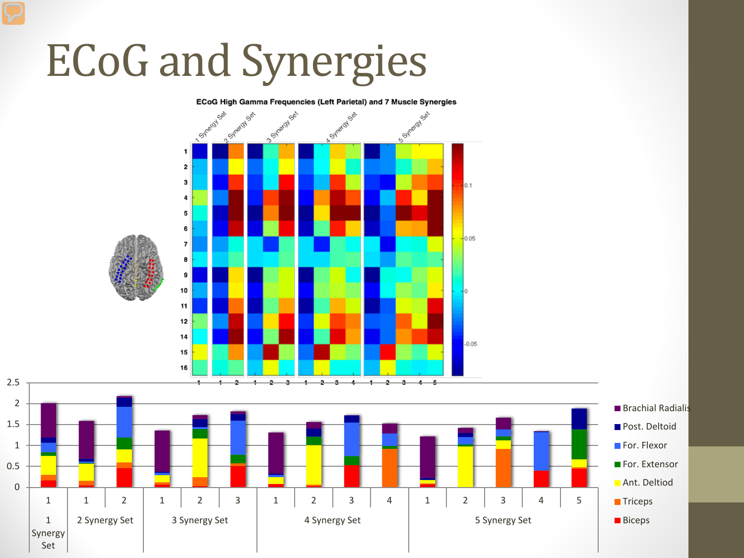# ECoG and Synergies

**ECoG High Gamma Frequencies (Left Parietal) and 7 Muscle Synergies**

1 Synergy Set | 2 Synergy Set | 3 Synergy Set | 4 Synergy Set | 5 Synergy Set

Brachial Radialis, Post. Deltoid, For. Flexor, For. Extensor, Ant. Deltiod, Triceps, Biceps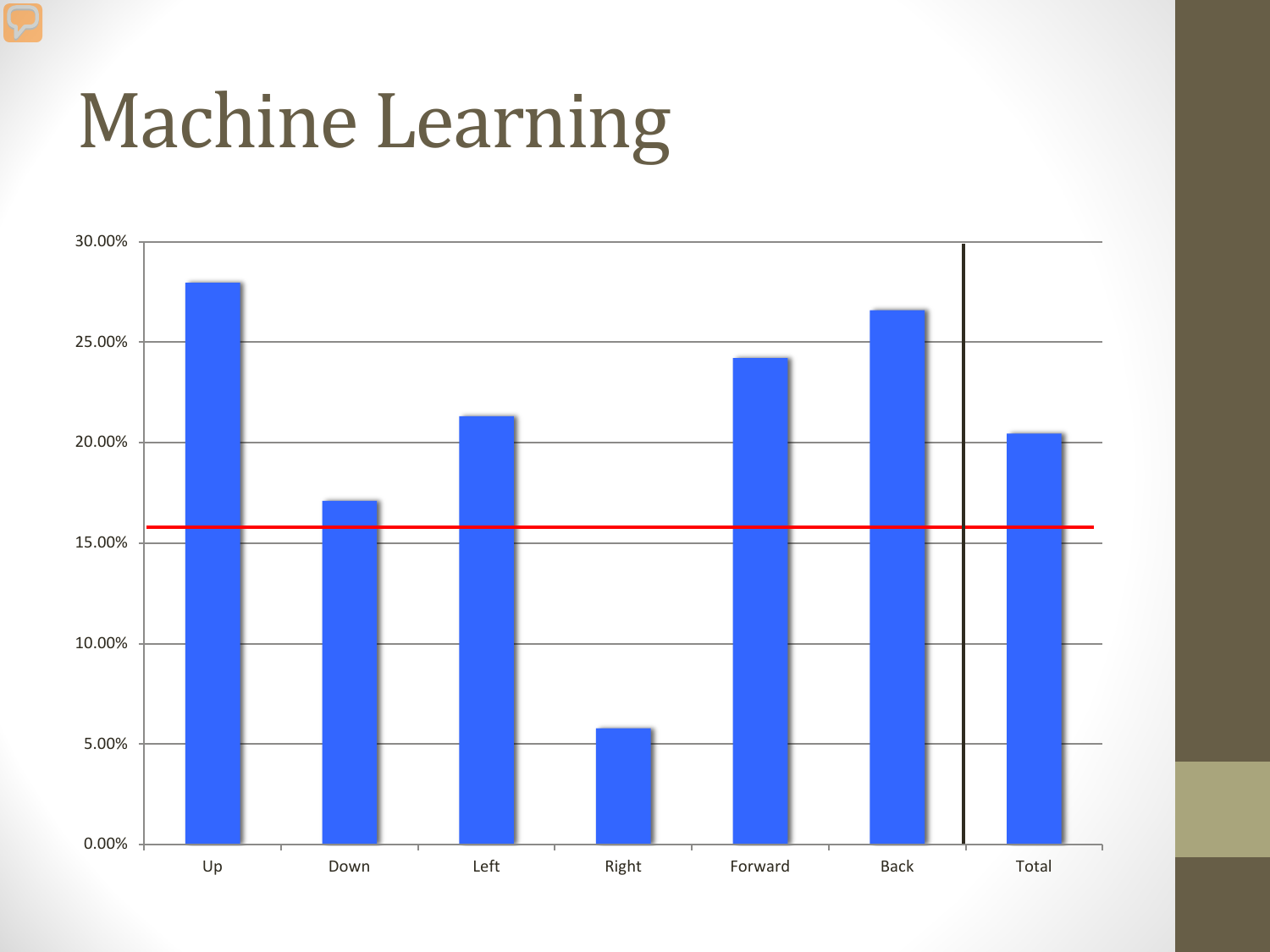# Machine Learning

| | Up | Down | Left | Right | Forward | Back | Total |
|---|---|---|---|---|---|---|---|
| Value | ~28% | ~17% | ~21.3% | ~5.8% | ~24.2% | ~26.6% | ~20.4% |

Y-axis: 0.00%, 5.00%, 10.00%, 15.00%, 20.00%, 25.00%, 30.00%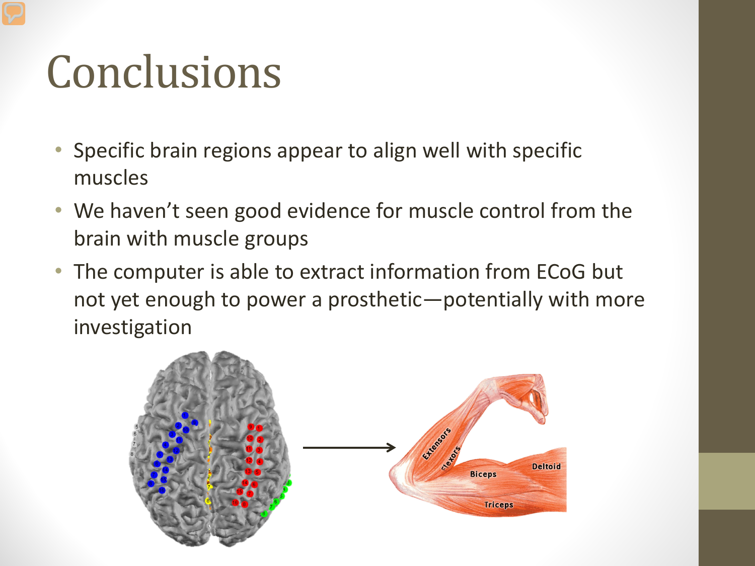# Conclusions

- Specific brain regions appear to align well with specific muscles
- We haven't seen good evidence for muscle control from the brain with muscle groups
- The computer is able to extract information from ECoG but not yet enough to power a prosthetic—potentially with more investigation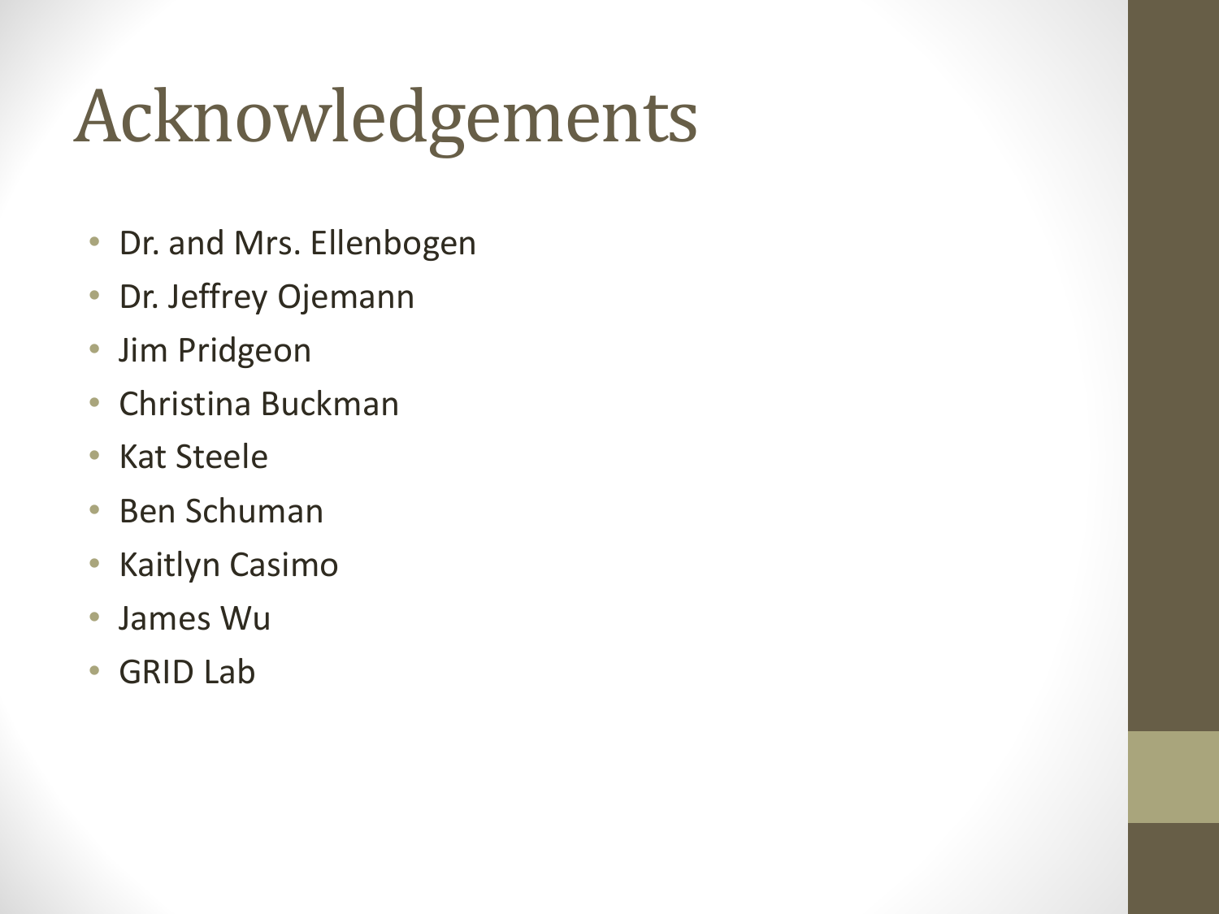# Acknowledgements

- Dr. and Mrs. Ellenbogen
- Dr. Jeffrey Ojemann
- Jim Pridgeon
- Christina Buckman
- Kat Steele
- Ben Schuman
- Kaitlyn Casimo
- James Wu
- GRID Lab